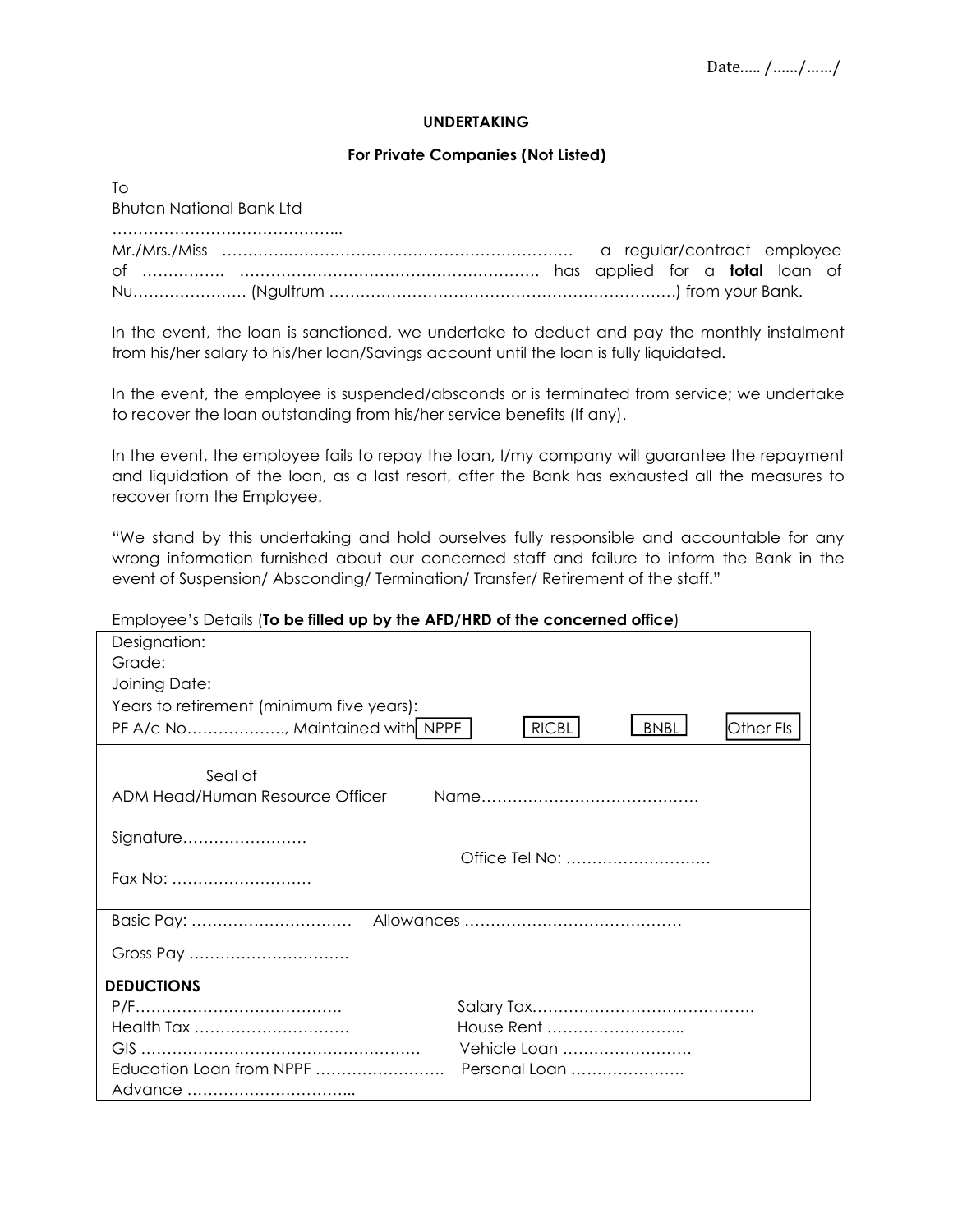Date….. /……/……/

**UNDERTAKING**

**For Private Companies (Not Listed)**

To
Bhutan National Bank Ltd
……………………………………..
Mr./Mrs./Miss ……………………………………………………………  a regular/contract employee of ……………. …………………………………………………. has applied for a **total** loan of Nu…………………. (Ngultrum ………………………………………………………….) from your Bank.

In the event, the loan is sanctioned, we undertake to deduct and pay the monthly instalment from his/her salary to his/her loan/Savings account until the loan is fully liquidated.

In the event, the employee is suspended/absconds or is terminated from service; we undertake to recover the loan outstanding from his/her service benefits (If any).

In the event, the employee fails to repay the loan, I/my company will guarantee the repayment and liquidation of the loan, as a last resort, after the Bank has exhausted all the measures to recover from the Employee.

"We stand by this undertaking and hold ourselves fully responsible and accountable for any wrong information furnished about our concerned staff and failure to inform the Bank in the event of Suspension/ Absconding/ Termination/ Transfer/ Retirement of the staff."

Employee's Details (**To be filled up by the AFD/HRD of the concerned office**)

| | |
|---|---|
| Designation:<br>Grade:<br>Joining Date:<br>Years to retirement (minimum five years):<br>PF A/c No………………., Maintained with NPPF  RICBL  BNBL  Other FIs | |
| Seal of<br>ADM Head/Human Resource Officer<br><br>Signature……………………<br><br>Fax No: ……………………… | Name……………………………………<br><br>Office Tel No: ………………………… |
| Basic Pay: ……………………………  Allowances ……………………………………<br><br>Gross Pay ………………………… | |
| **DEDUCTIONS**<br>P/F………………………………….<br>Health Tax …………………………<br>GIS ………………………………………………<br>Education Loan from NPPF …………………….<br>Advance ………………………….. | <br>Salary Tax……………………………………<br>House Rent ……………………...<br>Vehicle Loan …………………….<br>Personal Loan …………………. |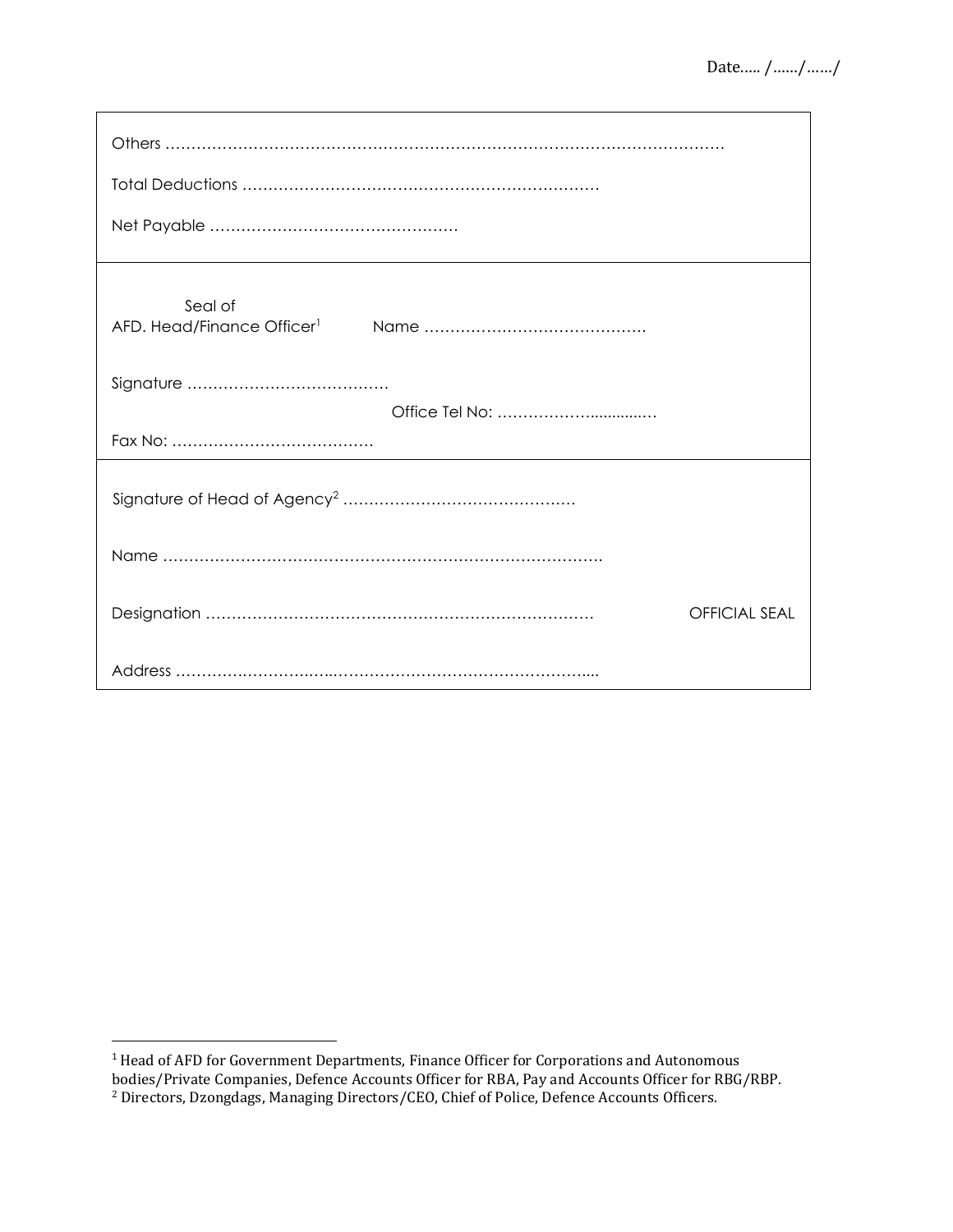Date….. /……/……/

Others ………………………………………………………………………………………………

Total Deductions ……………………………………………………………

Net Payable …………………………………………

Seal of
AFD. Head/Finance Officer[1]    Name ……………………………………

Signature …………………………………

Office Tel No: ……………….............…

Fax No: …………………………………

Signature of Head of Agency[2] ………………………………………

Name ………………………………………………………………………….

Designation …………………………………………………………………    OFFICIAL SEAL

Address ………………………..…..…………………………………………....

[1] Head of AFD for Government Departments, Finance Officer for Corporations and Autonomous bodies/Private Companies, Defence Accounts Officer for RBA, Pay and Accounts Officer for RBG/RBP.

[2] Directors, Dzongdags, Managing Directors/CEO, Chief of Police, Defence Accounts Officers.